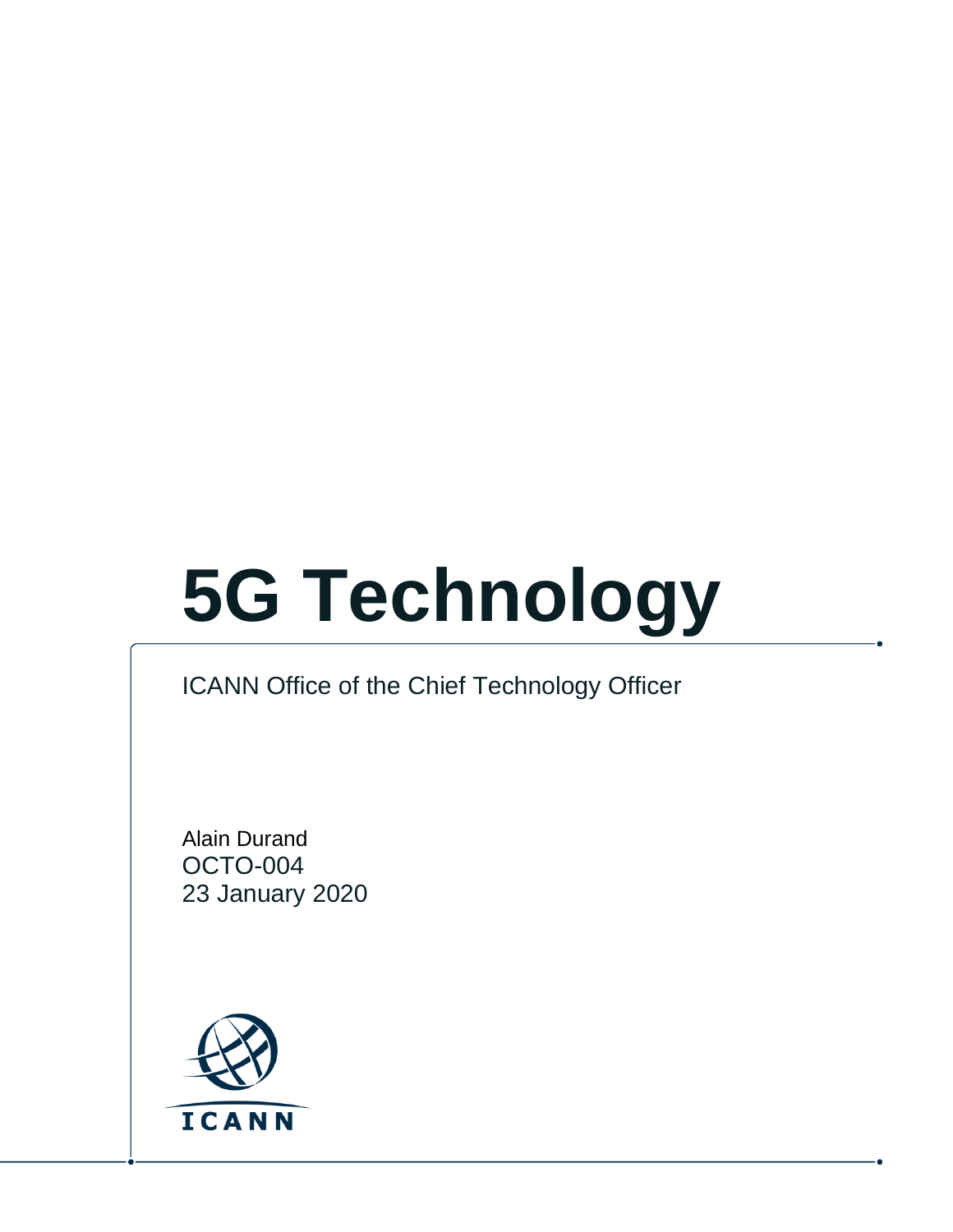# 5G Technology

ICANN Office of the Chief Technology Officer

Alain Durand
OCTO-004
23 January 2020

ICANN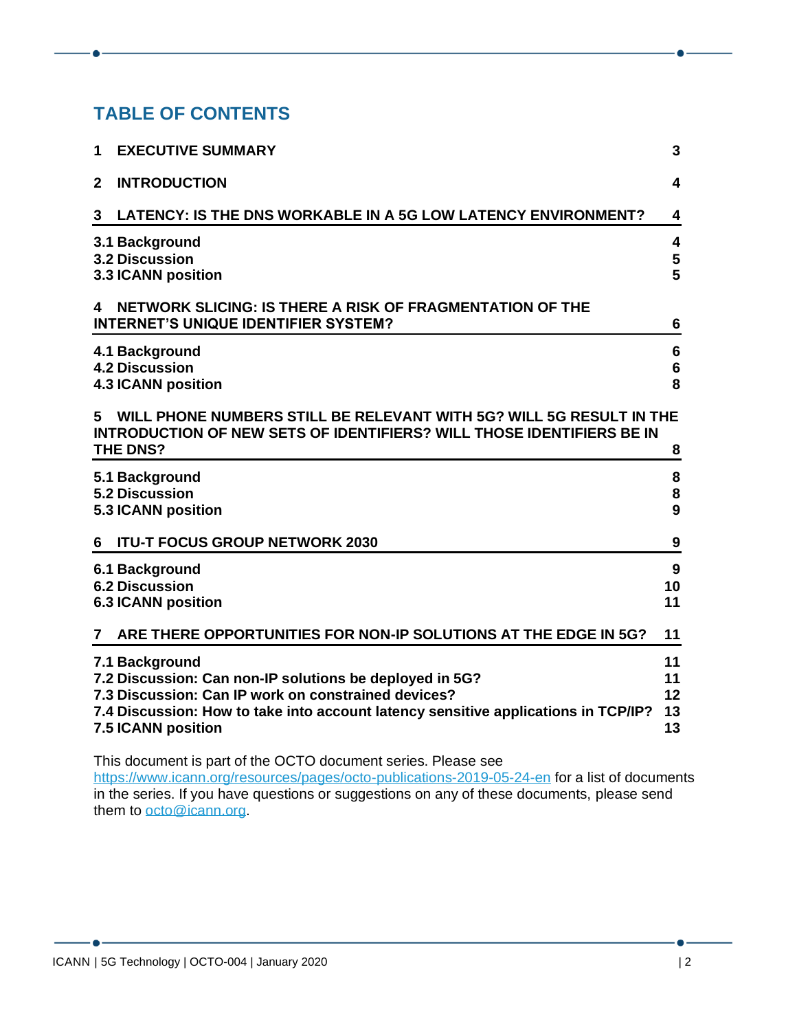## TABLE OF CONTENTS

| | |
|---|---|
| **1 EXECUTIVE SUMMARY** | **3** |
| **2 INTRODUCTION** | **4** |
| **3 LATENCY: IS THE DNS WORKABLE IN A 5G LOW LATENCY ENVIRONMENT?** | **4** |
| **3.1 Background** | **4** |
| **3.2 Discussion** | **5** |
| **3.3 ICANN position** | **5** |
| **4 NETWORK SLICING: IS THERE A RISK OF FRAGMENTATION OF THE INTERNET'S UNIQUE IDENTIFIER SYSTEM?** | **6** |
| **4.1 Background** | **6** |
| **4.2 Discussion** | **6** |
| **4.3 ICANN position** | **8** |
| **5 WILL PHONE NUMBERS STILL BE RELEVANT WITH 5G? WILL 5G RESULT IN THE INTRODUCTION OF NEW SETS OF IDENTIFIERS? WILL THOSE IDENTIFIERS BE IN THE DNS?** | **8** |
| **5.1 Background** | **8** |
| **5.2 Discussion** | **8** |
| **5.3 ICANN position** | **9** |
| **6 ITU-T FOCUS GROUP NETWORK 2030** | **9** |
| **6.1 Background** | **9** |
| **6.2 Discussion** | **10** |
| **6.3 ICANN position** | **11** |
| **7 ARE THERE OPPORTUNITIES FOR NON-IP SOLUTIONS AT THE EDGE IN 5G?** | **11** |
| **7.1 Background** | **11** |
| **7.2 Discussion: Can non-IP solutions be deployed in 5G?** | **11** |
| **7.3 Discussion: Can IP work on constrained devices?** | **12** |
| **7.4 Discussion: How to take into account latency sensitive applications in TCP/IP?** | **13** |
| **7.5 ICANN position** | **13** |

This document is part of the OCTO document series. Please see https://www.icann.org/resources/pages/octo-publications-2019-05-24-en for a list of documents in the series. If you have questions or suggestions on any of these documents, please send them to octo@icann.org.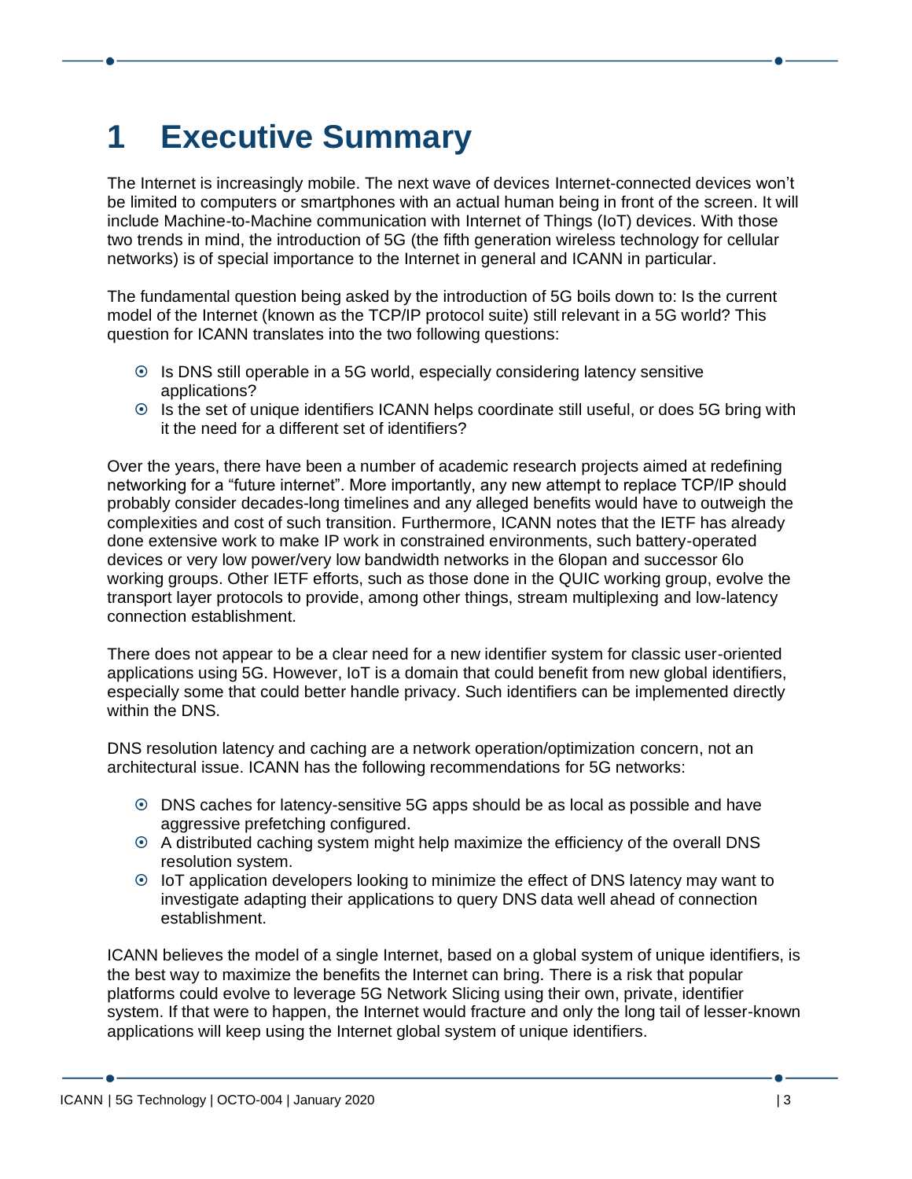# 1 Executive Summary

The Internet is increasingly mobile. The next wave of devices Internet-connected devices won't be limited to computers or smartphones with an actual human being in front of the screen. It will include Machine-to-Machine communication with Internet of Things (IoT) devices. With those two trends in mind, the introduction of 5G (the fifth generation wireless technology for cellular networks) is of special importance to the Internet in general and ICANN in particular.

The fundamental question being asked by the introduction of 5G boils down to: Is the current model of the Internet (known as the TCP/IP protocol suite) still relevant in a 5G world? This question for ICANN translates into the two following questions:

- Is DNS still operable in a 5G world, especially considering latency sensitive applications?
- Is the set of unique identifiers ICANN helps coordinate still useful, or does 5G bring with it the need for a different set of identifiers?

Over the years, there have been a number of academic research projects aimed at redefining networking for a "future internet". More importantly, any new attempt to replace TCP/IP should probably consider decades-long timelines and any alleged benefits would have to outweigh the complexities and cost of such transition. Furthermore, ICANN notes that the IETF has already done extensive work to make IP work in constrained environments, such battery-operated devices or very low power/very low bandwidth networks in the 6lopan and successor 6lo working groups. Other IETF efforts, such as those done in the QUIC working group, evolve the transport layer protocols to provide, among other things, stream multiplexing and low-latency connection establishment.

There does not appear to be a clear need for a new identifier system for classic user-oriented applications using 5G. However, IoT is a domain that could benefit from new global identifiers, especially some that could better handle privacy. Such identifiers can be implemented directly within the DNS.

DNS resolution latency and caching are a network operation/optimization concern, not an architectural issue. ICANN has the following recommendations for 5G networks:

- DNS caches for latency-sensitive 5G apps should be as local as possible and have aggressive prefetching configured.
- A distributed caching system might help maximize the efficiency of the overall DNS resolution system.
- IoT application developers looking to minimize the effect of DNS latency may want to investigate adapting their applications to query DNS data well ahead of connection establishment.

ICANN believes the model of a single Internet, based on a global system of unique identifiers, is the best way to maximize the benefits the Internet can bring. There is a risk that popular platforms could evolve to leverage 5G Network Slicing using their own, private, identifier system. If that were to happen, the Internet would fracture and only the long tail of lesser-known applications will keep using the Internet global system of unique identifiers.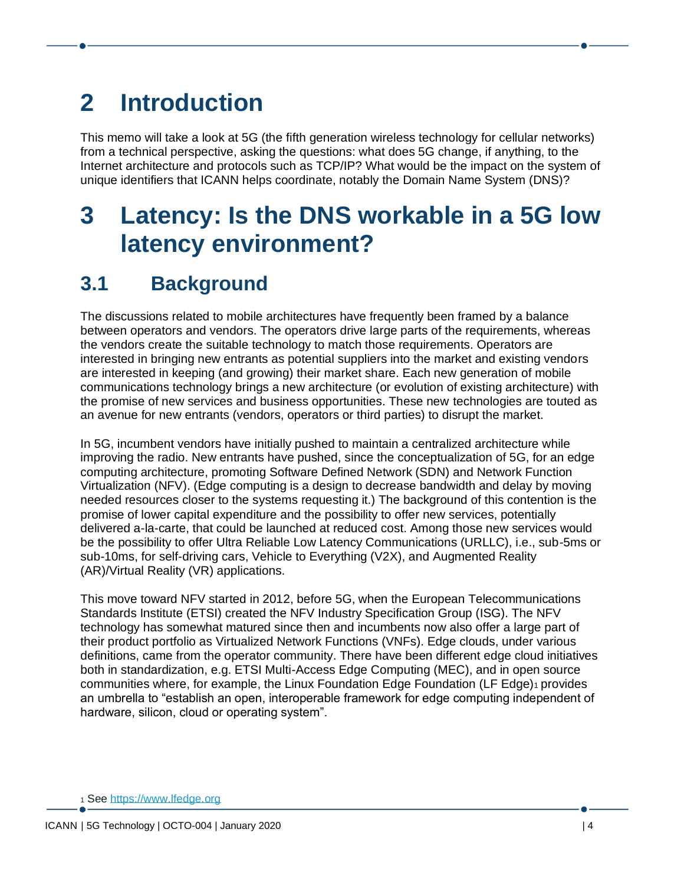# 2 Introduction

This memo will take a look at 5G (the fifth generation wireless technology for cellular networks) from a technical perspective, asking the questions: what does 5G change, if anything, to the Internet architecture and protocols such as TCP/IP? What would be the impact on the system of unique identifiers that ICANN helps coordinate, notably the Domain Name System (DNS)?

# 3 Latency: Is the DNS workable in a 5G low latency environment?

## 3.1 Background

The discussions related to mobile architectures have frequently been framed by a balance between operators and vendors. The operators drive large parts of the requirements, whereas the vendors create the suitable technology to match those requirements. Operators are interested in bringing new entrants as potential suppliers into the market and existing vendors are interested in keeping (and growing) their market share. Each new generation of mobile communications technology brings a new architecture (or evolution of existing architecture) with the promise of new services and business opportunities. These new technologies are touted as an avenue for new entrants (vendors, operators or third parties) to disrupt the market.

In 5G, incumbent vendors have initially pushed to maintain a centralized architecture while improving the radio. New entrants have pushed, since the conceptualization of 5G, for an edge computing architecture, promoting Software Defined Network (SDN) and Network Function Virtualization (NFV). (Edge computing is a design to decrease bandwidth and delay by moving needed resources closer to the systems requesting it.) The background of this contention is the promise of lower capital expenditure and the possibility to offer new services, potentially delivered a-la-carte, that could be launched at reduced cost. Among those new services would be the possibility to offer Ultra Reliable Low Latency Communications (URLLC), i.e., sub-5ms or sub-10ms, for self-driving cars, Vehicle to Everything (V2X), and Augmented Reality (AR)/Virtual Reality (VR) applications.

This move toward NFV started in 2012, before 5G, when the European Telecommunications Standards Institute (ETSI) created the NFV Industry Specification Group (ISG). The NFV technology has somewhat matured since then and incumbents now also offer a large part of their product portfolio as Virtualized Network Functions (VNFs). Edge clouds, under various definitions, came from the operator community. There have been different edge cloud initiatives both in standardization, e.g. ETSI Multi-Access Edge Computing (MEC), and in open source communities where, for example, the Linux Foundation Edge Foundation (LF Edge)[1] provides an umbrella to "establish an open, interoperable framework for edge computing independent of hardware, silicon, cloud or operating system".

[1] See https://www.lfedge.org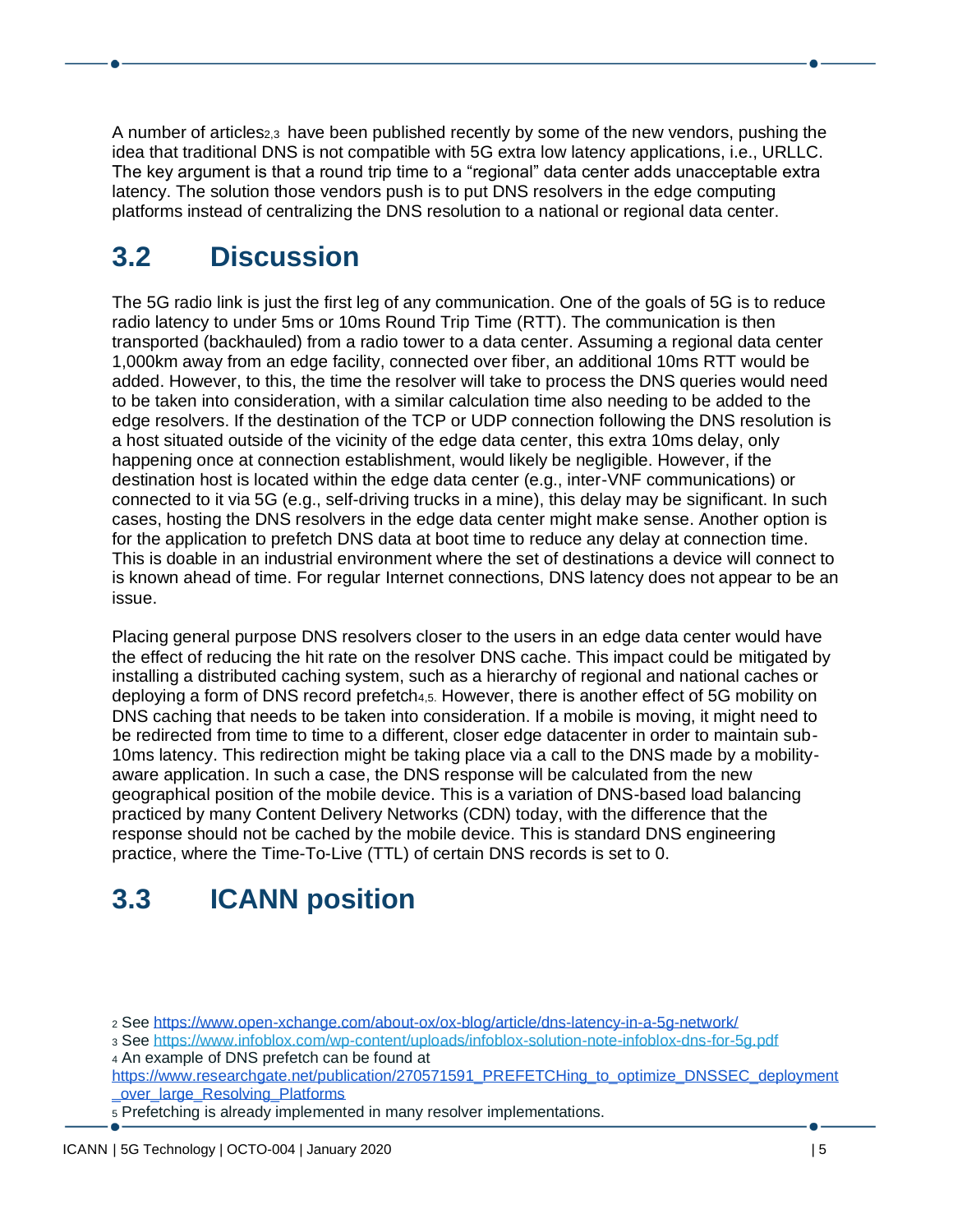A number of articles[2,3] have been published recently by some of the new vendors, pushing the idea that traditional DNS is not compatible with 5G extra low latency applications, i.e., URLLC. The key argument is that a round trip time to a "regional" data center adds unacceptable extra latency. The solution those vendors push is to put DNS resolvers in the edge computing platforms instead of centralizing the DNS resolution to a national or regional data center.

## 3.2 Discussion

The 5G radio link is just the first leg of any communication. One of the goals of 5G is to reduce radio latency to under 5ms or 10ms Round Trip Time (RTT). The communication is then transported (backhauled) from a radio tower to a data center. Assuming a regional data center 1,000km away from an edge facility, connected over fiber, an additional 10ms RTT would be added. However, to this, the time the resolver will take to process the DNS queries would need to be taken into consideration, with a similar calculation time also needing to be added to the edge resolvers. If the destination of the TCP or UDP connection following the DNS resolution is a host situated outside of the vicinity of the edge data center, this extra 10ms delay, only happening once at connection establishment, would likely be negligible. However, if the destination host is located within the edge data center (e.g., inter-VNF communications) or connected to it via 5G (e.g., self-driving trucks in a mine), this delay may be significant. In such cases, hosting the DNS resolvers in the edge data center might make sense. Another option is for the application to prefetch DNS data at boot time to reduce any delay at connection time. This is doable in an industrial environment where the set of destinations a device will connect to is known ahead of time. For regular Internet connections, DNS latency does not appear to be an issue.

Placing general purpose DNS resolvers closer to the users in an edge data center would have the effect of reducing the hit rate on the resolver DNS cache. This impact could be mitigated by installing a distributed caching system, such as a hierarchy of regional and national caches or deploying a form of DNS record prefetch[4,5]. However, there is another effect of 5G mobility on DNS caching that needs to be taken into consideration. If a mobile is moving, it might need to be redirected from time to time to a different, closer edge datacenter in order to maintain sub-10ms latency. This redirection might be taking place via a call to the DNS made by a mobility-aware application. In such a case, the DNS response will be calculated from the new geographical position of the mobile device. This is a variation of DNS-based load balancing practiced by many Content Delivery Networks (CDN) today, with the difference that the response should not be cached by the mobile device. This is standard DNS engineering practice, where the Time-To-Live (TTL) of certain DNS records is set to 0.

## 3.3 ICANN position

[2] See https://www.open-xchange.com/about-ox/ox-blog/article/dns-latency-in-a-5g-network/

[3] See https://www.infoblox.com/wp-content/uploads/infoblox-solution-note-infoblox-dns-for-5g.pdf

[4] An example of DNS prefetch can be found at https://www.researchgate.net/publication/270571591_PREFETCHing_to_optimize_DNSSEC_deployment_over_large_Resolving_Platforms

[5] Prefetching is already implemented in many resolver implementations.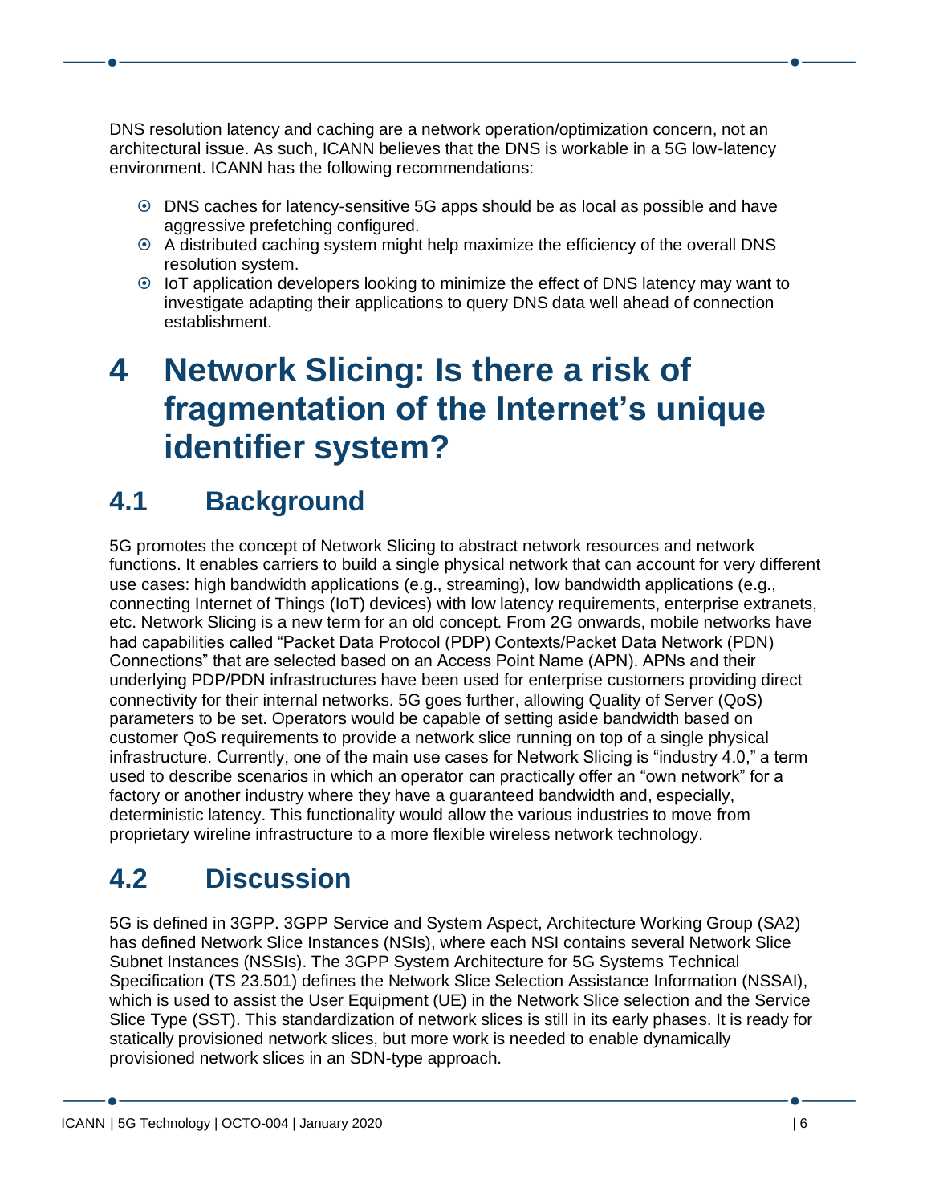DNS resolution latency and caching are a network operation/optimization concern, not an architectural issue. As such, ICANN believes that the DNS is workable in a 5G low-latency environment. ICANN has the following recommendations:

- DNS caches for latency-sensitive 5G apps should be as local as possible and have aggressive prefetching configured.
- A distributed caching system might help maximize the efficiency of the overall DNS resolution system.
- IoT application developers looking to minimize the effect of DNS latency may want to investigate adapting their applications to query DNS data well ahead of connection establishment.

# 4 Network Slicing: Is there a risk of fragmentation of the Internet's unique identifier system?

## 4.1 Background

5G promotes the concept of Network Slicing to abstract network resources and network functions. It enables carriers to build a single physical network that can account for very different use cases: high bandwidth applications (e.g., streaming), low bandwidth applications (e.g., connecting Internet of Things (IoT) devices) with low latency requirements, enterprise extranets, etc. Network Slicing is a new term for an old concept. From 2G onwards, mobile networks have had capabilities called "Packet Data Protocol (PDP) Contexts/Packet Data Network (PDN) Connections" that are selected based on an Access Point Name (APN). APNs and their underlying PDP/PDN infrastructures have been used for enterprise customers providing direct connectivity for their internal networks. 5G goes further, allowing Quality of Server (QoS) parameters to be set. Operators would be capable of setting aside bandwidth based on customer QoS requirements to provide a network slice running on top of a single physical infrastructure. Currently, one of the main use cases for Network Slicing is "industry 4.0," a term used to describe scenarios in which an operator can practically offer an "own network" for a factory or another industry where they have a guaranteed bandwidth and, especially, deterministic latency. This functionality would allow the various industries to move from proprietary wireline infrastructure to a more flexible wireless network technology.

## 4.2 Discussion

5G is defined in 3GPP. 3GPP Service and System Aspect, Architecture Working Group (SA2) has defined Network Slice Instances (NSIs), where each NSI contains several Network Slice Subnet Instances (NSSIs). The 3GPP System Architecture for 5G Systems Technical Specification (TS 23.501) defines the Network Slice Selection Assistance Information (NSSAI), which is used to assist the User Equipment (UE) in the Network Slice selection and the Service Slice Type (SST). This standardization of network slices is still in its early phases. It is ready for statically provisioned network slices, but more work is needed to enable dynamically provisioned network slices in an SDN-type approach.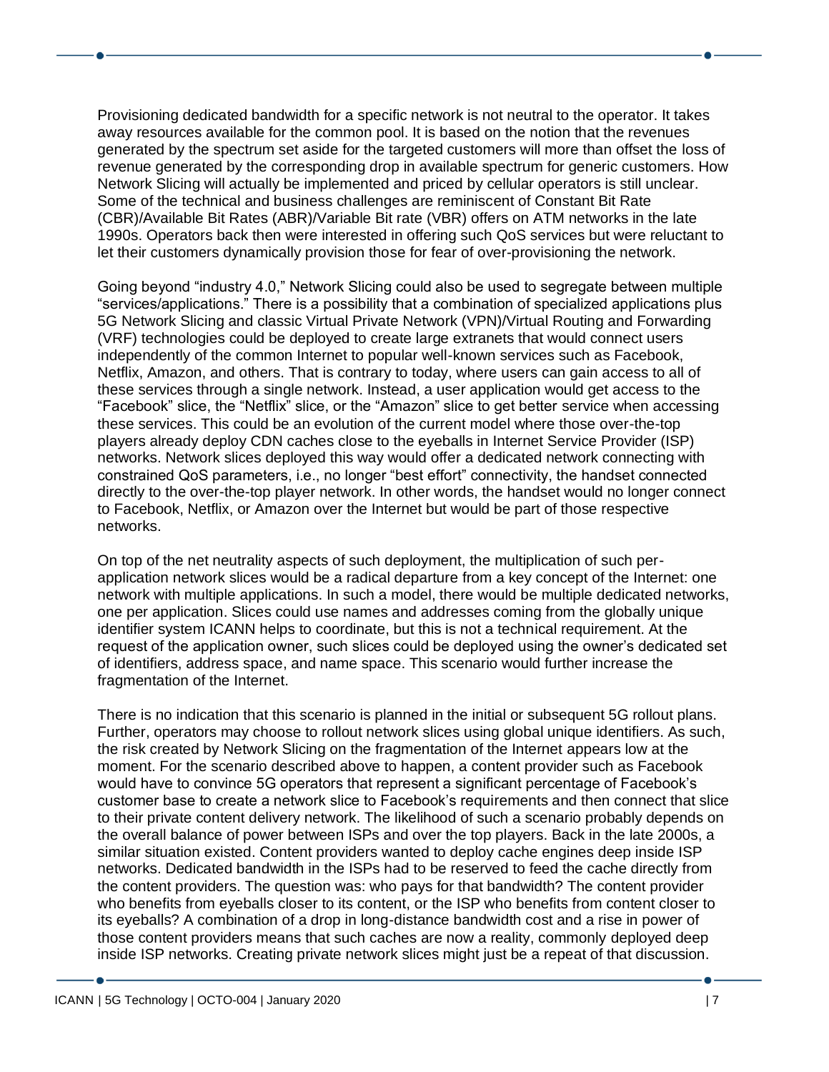Provisioning dedicated bandwidth for a specific network is not neutral to the operator. It takes away resources available for the common pool. It is based on the notion that the revenues generated by the spectrum set aside for the targeted customers will more than offset the loss of revenue generated by the corresponding drop in available spectrum for generic customers. How Network Slicing will actually be implemented and priced by cellular operators is still unclear. Some of the technical and business challenges are reminiscent of Constant Bit Rate (CBR)/Available Bit Rates (ABR)/Variable Bit rate (VBR) offers on ATM networks in the late 1990s. Operators back then were interested in offering such QoS services but were reluctant to let their customers dynamically provision those for fear of over-provisioning the network.

Going beyond "industry 4.0," Network Slicing could also be used to segregate between multiple "services/applications." There is a possibility that a combination of specialized applications plus 5G Network Slicing and classic Virtual Private Network (VPN)/Virtual Routing and Forwarding (VRF) technologies could be deployed to create large extranets that would connect users independently of the common Internet to popular well-known services such as Facebook, Netflix, Amazon, and others. That is contrary to today, where users can gain access to all of these services through a single network. Instead, a user application would get access to the "Facebook" slice, the "Netflix" slice, or the "Amazon" slice to get better service when accessing these services. This could be an evolution of the current model where those over-the-top players already deploy CDN caches close to the eyeballs in Internet Service Provider (ISP) networks. Network slices deployed this way would offer a dedicated network connecting with constrained QoS parameters, i.e., no longer "best effort" connectivity, the handset connected directly to the over-the-top player network. In other words, the handset would no longer connect to Facebook, Netflix, or Amazon over the Internet but would be part of those respective networks.

On top of the net neutrality aspects of such deployment, the multiplication of such per-application network slices would be a radical departure from a key concept of the Internet: one network with multiple applications. In such a model, there would be multiple dedicated networks, one per application. Slices could use names and addresses coming from the globally unique identifier system ICANN helps to coordinate, but this is not a technical requirement. At the request of the application owner, such slices could be deployed using the owner's dedicated set of identifiers, address space, and name space. This scenario would further increase the fragmentation of the Internet.

There is no indication that this scenario is planned in the initial or subsequent 5G rollout plans. Further, operators may choose to rollout network slices using global unique identifiers. As such, the risk created by Network Slicing on the fragmentation of the Internet appears low at the moment. For the scenario described above to happen, a content provider such as Facebook would have to convince 5G operators that represent a significant percentage of Facebook's customer base to create a network slice to Facebook's requirements and then connect that slice to their private content delivery network. The likelihood of such a scenario probably depends on the overall balance of power between ISPs and over the top players. Back in the late 2000s, a similar situation existed. Content providers wanted to deploy cache engines deep inside ISP networks. Dedicated bandwidth in the ISPs had to be reserved to feed the cache directly from the content providers. The question was: who pays for that bandwidth? The content provider who benefits from eyeballs closer to its content, or the ISP who benefits from content closer to its eyeballs? A combination of a drop in long-distance bandwidth cost and a rise in power of those content providers means that such caches are now a reality, commonly deployed deep inside ISP networks. Creating private network slices might just be a repeat of that discussion.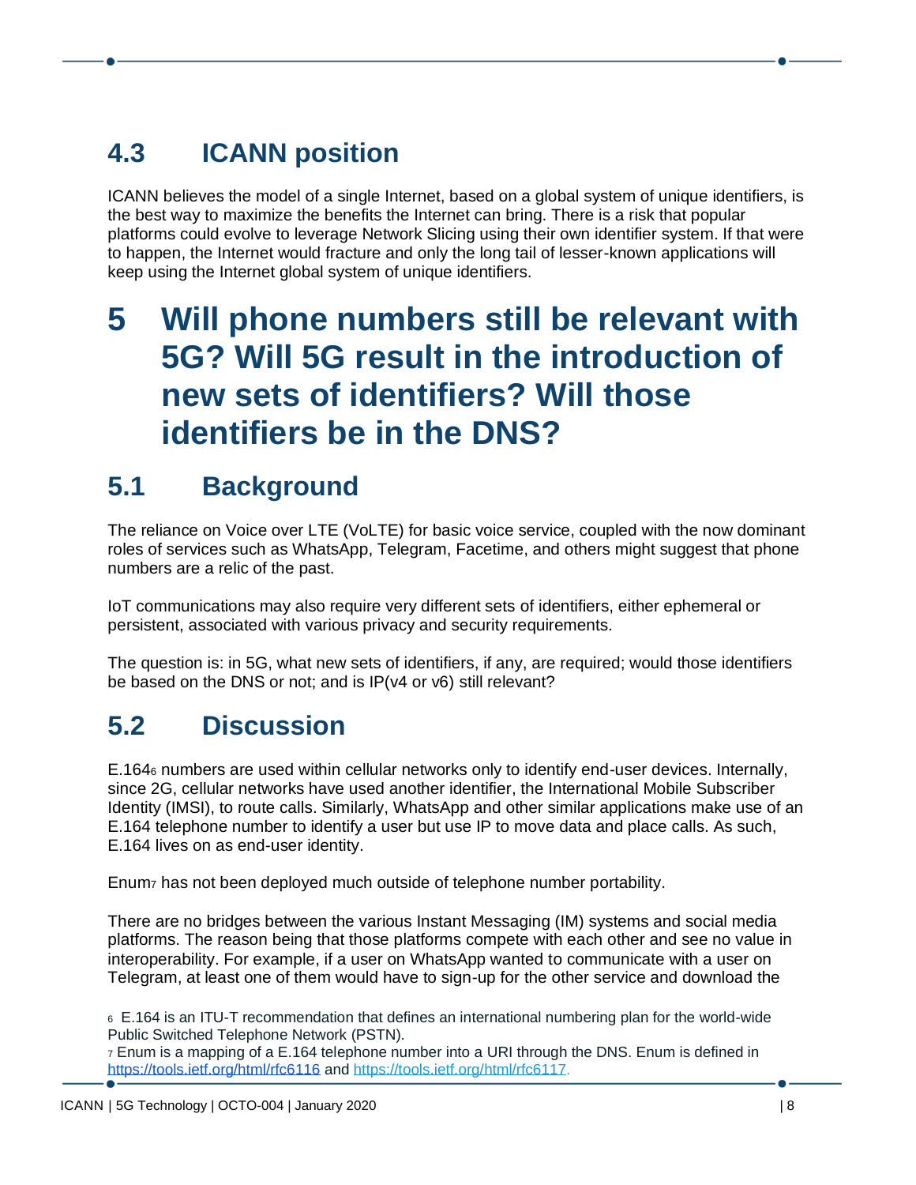## 4.3 ICANN position

ICANN believes the model of a single Internet, based on a global system of unique identifiers, is the best way to maximize the benefits the Internet can bring. There is a risk that popular platforms could evolve to leverage Network Slicing using their own identifier system. If that were to happen, the Internet would fracture and only the long tail of lesser-known applications will keep using the Internet global system of unique identifiers.

# 5 Will phone numbers still be relevant with 5G? Will 5G result in the introduction of new sets of identifiers? Will those identifiers be in the DNS?

## 5.1 Background

The reliance on Voice over LTE (VoLTE) for basic voice service, coupled with the now dominant roles of services such as WhatsApp, Telegram, Facetime, and others might suggest that phone numbers are a relic of the past.

IoT communications may also require very different sets of identifiers, either ephemeral or persistent, associated with various privacy and security requirements.

The question is: in 5G, what new sets of identifiers, if any, are required; would those identifiers be based on the DNS or not; and is IP(v4 or v6) still relevant?

## 5.2 Discussion

E.164[6] numbers are used within cellular networks only to identify end-user devices. Internally, since 2G, cellular networks have used another identifier, the International Mobile Subscriber Identity (IMSI), to route calls. Similarly, WhatsApp and other similar applications make use of an E.164 telephone number to identify a user but use IP to move data and place calls. As such, E.164 lives on as end-user identity.

Enum[7] has not been deployed much outside of telephone number portability.

There are no bridges between the various Instant Messaging (IM) systems and social media platforms. The reason being that those platforms compete with each other and see no value in interoperability. For example, if a user on WhatsApp wanted to communicate with a user on Telegram, at least one of them would have to sign-up for the other service and download the

[6] E.164 is an ITU-T recommendation that defines an international numbering plan for the world-wide Public Switched Telephone Network (PSTN).

[7] Enum is a mapping of a E.164 telephone number into a URI through the DNS. Enum is defined in https://tools.ietf.org/html/rfc6116 and https://tools.ietf.org/html/rfc6117.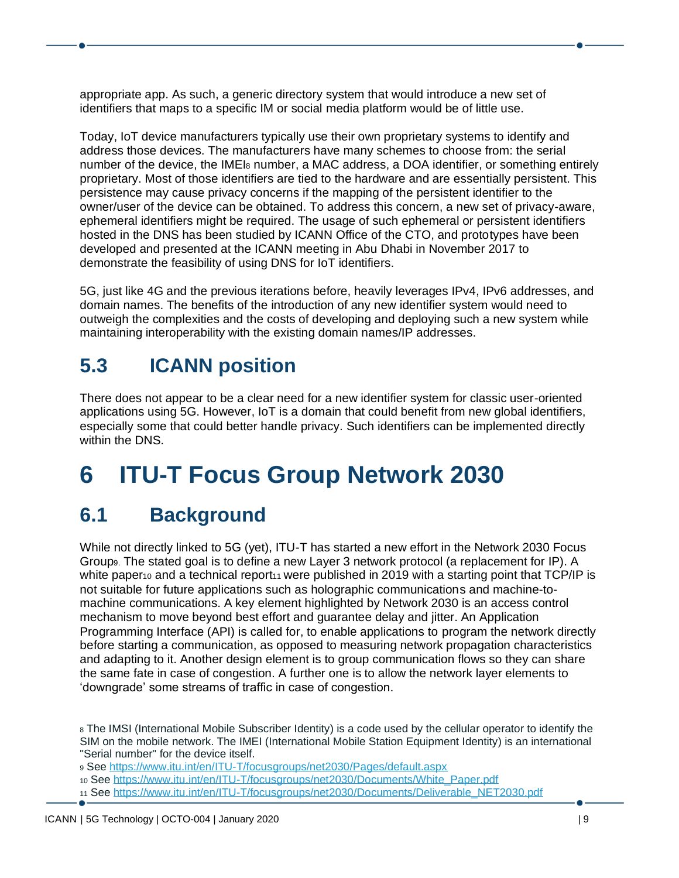appropriate app. As such, a generic directory system that would introduce a new set of identifiers that maps to a specific IM or social media platform would be of little use.

Today, IoT device manufacturers typically use their own proprietary systems to identify and address those devices. The manufacturers have many schemes to choose from: the serial number of the device, the IMEI[8] number, a MAC address, a DOA identifier, or something entirely proprietary. Most of those identifiers are tied to the hardware and are essentially persistent. This persistence may cause privacy concerns if the mapping of the persistent identifier to the owner/user of the device can be obtained. To address this concern, a new set of privacy-aware, ephemeral identifiers might be required. The usage of such ephemeral or persistent identifiers hosted in the DNS has been studied by ICANN Office of the CTO, and prototypes have been developed and presented at the ICANN meeting in Abu Dhabi in November 2017 to demonstrate the feasibility of using DNS for IoT identifiers.

5G, just like 4G and the previous iterations before, heavily leverages IPv4, IPv6 addresses, and domain names. The benefits of the introduction of any new identifier system would need to outweigh the complexities and the costs of developing and deploying such a new system while maintaining interoperability with the existing domain names/IP addresses.

## 5.3 ICANN position

There does not appear to be a clear need for a new identifier system for classic user-oriented applications using 5G. However, IoT is a domain that could benefit from new global identifiers, especially some that could better handle privacy. Such identifiers can be implemented directly within the DNS.

# 6 ITU-T Focus Group Network 2030

## 6.1 Background

While not directly linked to 5G (yet), ITU-T has started a new effort in the Network 2030 Focus Group[9]. The stated goal is to define a new Layer 3 network protocol (a replacement for IP). A white paper[10] and a technical report[11] were published in 2019 with a starting point that TCP/IP is not suitable for future applications such as holographic communications and machine-to-machine communications. A key element highlighted by Network 2030 is an access control mechanism to move beyond best effort and guarantee delay and jitter. An Application Programming Interface (API) is called for, to enable applications to program the network directly before starting a communication, as opposed to measuring network propagation characteristics and adapting to it. Another design element is to group communication flows so they can share the same fate in case of congestion. A further one is to allow the network layer elements to 'downgrade' some streams of traffic in case of congestion.

[8] The IMSI (International Mobile Subscriber Identity) is a code used by the cellular operator to identify the SIM on the mobile network. The IMEI (International Mobile Station Equipment Identity) is an international "Serial number" for the device itself.

[9] See https://www.itu.int/en/ITU-T/focusgroups/net2030/Pages/default.aspx

[10] See https://www.itu.int/en/ITU-T/focusgroups/net2030/Documents/White_Paper.pdf

[11] See https://www.itu.int/en/ITU-T/focusgroups/net2030/Documents/Deliverable_NET2030.pdf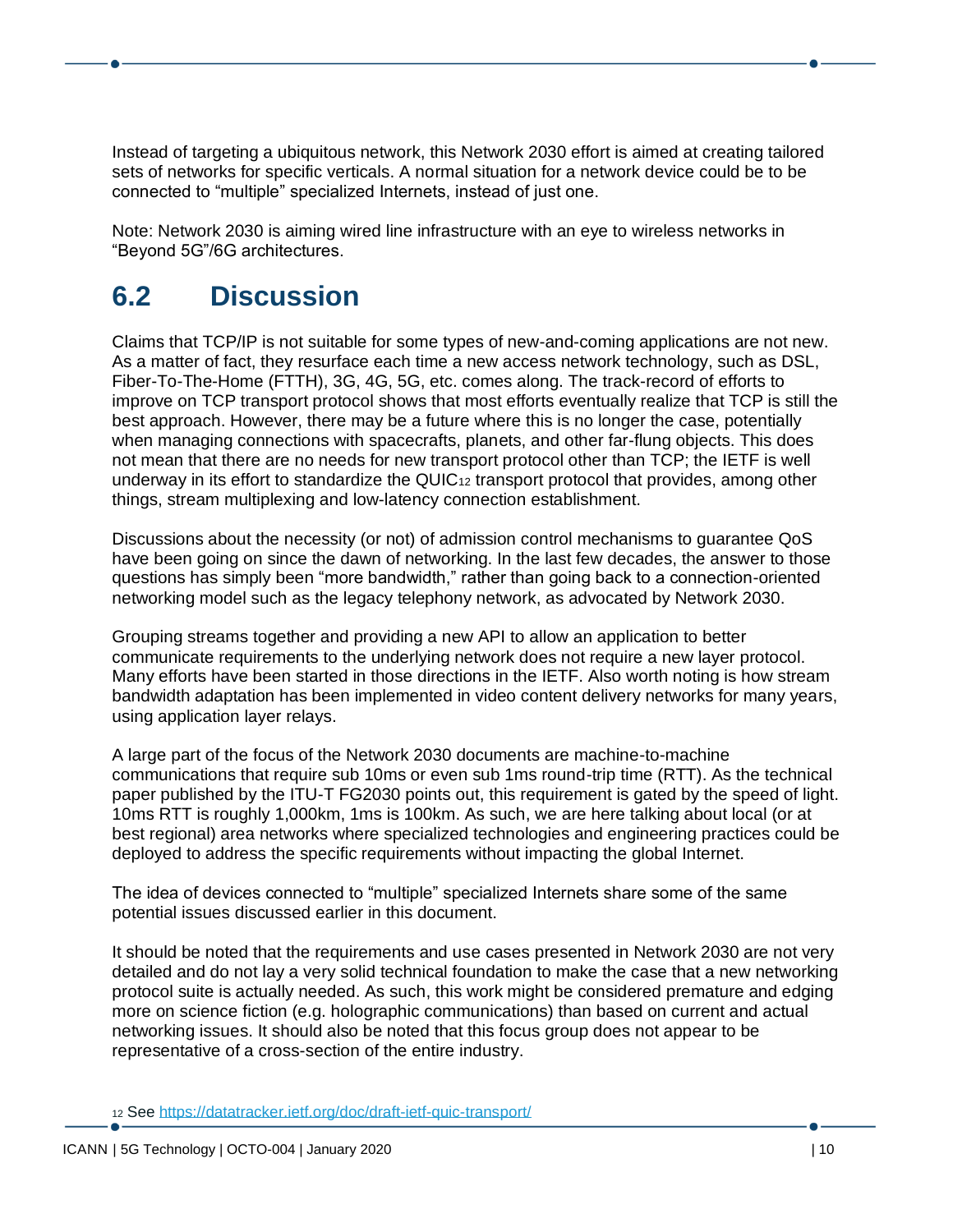Instead of targeting a ubiquitous network, this Network 2030 effort is aimed at creating tailored sets of networks for specific verticals. A normal situation for a network device could be to be connected to "multiple" specialized Internets, instead of just one.

Note: Network 2030 is aiming wired line infrastructure with an eye to wireless networks in "Beyond 5G"/6G architectures.

## 6.2 Discussion

Claims that TCP/IP is not suitable for some types of new-and-coming applications are not new. As a matter of fact, they resurface each time a new access network technology, such as DSL, Fiber-To-The-Home (FTTH), 3G, 4G, 5G, etc. comes along. The track-record of efforts to improve on TCP transport protocol shows that most efforts eventually realize that TCP is still the best approach. However, there may be a future where this is no longer the case, potentially when managing connections with spacecrafts, planets, and other far-flung objects. This does not mean that there are no needs for new transport protocol other than TCP; the IETF is well underway in its effort to standardize the QUIC[12] transport protocol that provides, among other things, stream multiplexing and low-latency connection establishment.

Discussions about the necessity (or not) of admission control mechanisms to guarantee QoS have been going on since the dawn of networking. In the last few decades, the answer to those questions has simply been "more bandwidth," rather than going back to a connection-oriented networking model such as the legacy telephony network, as advocated by Network 2030.

Grouping streams together and providing a new API to allow an application to better communicate requirements to the underlying network does not require a new layer protocol. Many efforts have been started in those directions in the IETF. Also worth noting is how stream bandwidth adaptation has been implemented in video content delivery networks for many years, using application layer relays.

A large part of the focus of the Network 2030 documents are machine-to-machine communications that require sub 10ms or even sub 1ms round-trip time (RTT). As the technical paper published by the ITU-T FG2030 points out, this requirement is gated by the speed of light. 10ms RTT is roughly 1,000km, 1ms is 100km. As such, we are here talking about local (or at best regional) area networks where specialized technologies and engineering practices could be deployed to address the specific requirements without impacting the global Internet.

The idea of devices connected to "multiple" specialized Internets share some of the same potential issues discussed earlier in this document.

It should be noted that the requirements and use cases presented in Network 2030 are not very detailed and do not lay a very solid technical foundation to make the case that a new networking protocol suite is actually needed. As such, this work might be considered premature and edging more on science fiction (e.g. holographic communications) than based on current and actual networking issues. It should also be noted that this focus group does not appear to be representative of a cross-section of the entire industry.

[12] See https://datatracker.ietf.org/doc/draft-ietf-quic-transport/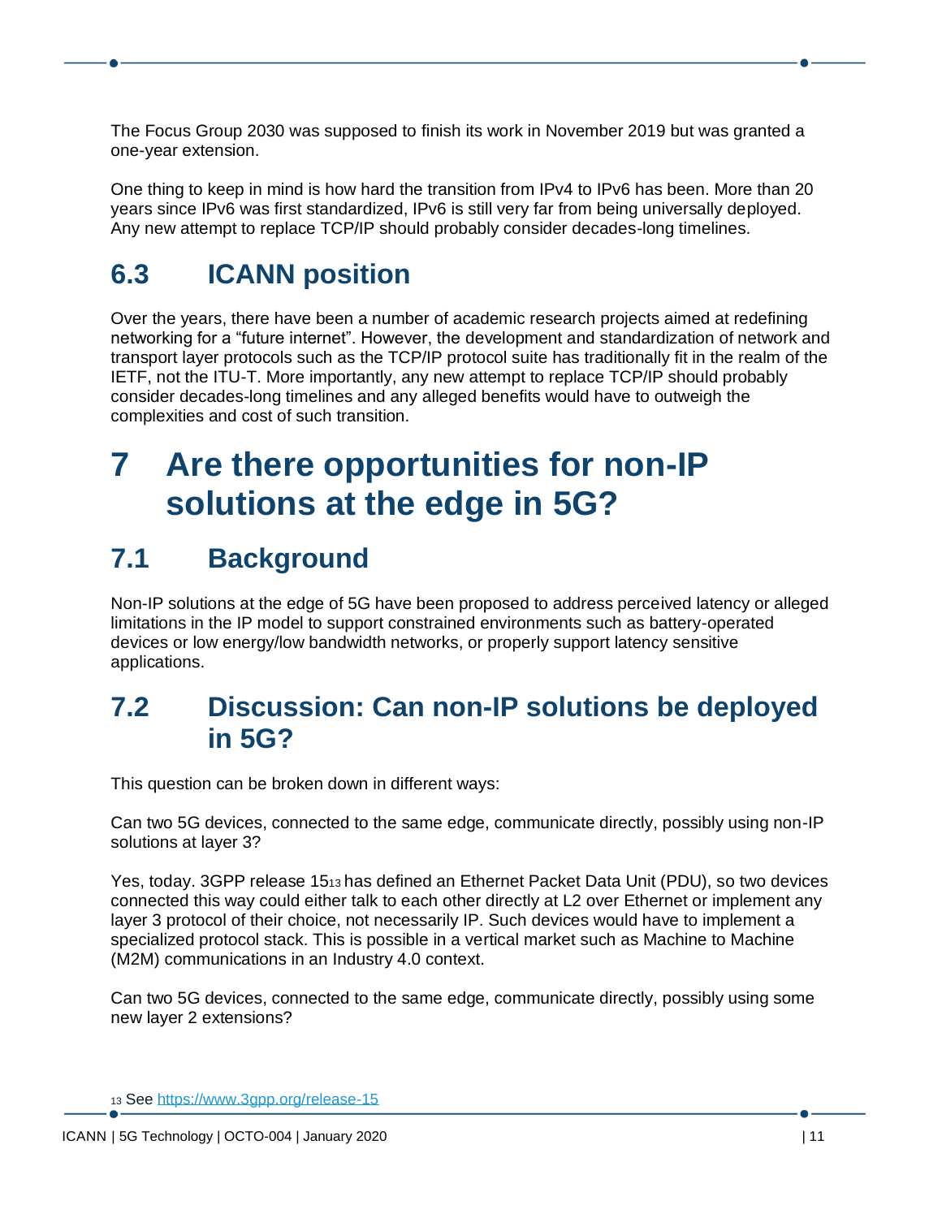The Focus Group 2030 was supposed to finish its work in November 2019 but was granted a one-year extension.

One thing to keep in mind is how hard the transition from IPv4 to IPv6 has been. More than 20 years since IPv6 was first standardized, IPv6 is still very far from being universally deployed. Any new attempt to replace TCP/IP should probably consider decades-long timelines.

## 6.3 ICANN position

Over the years, there have been a number of academic research projects aimed at redefining networking for a "future internet". However, the development and standardization of network and transport layer protocols such as the TCP/IP protocol suite has traditionally fit in the realm of the IETF, not the ITU-T. More importantly, any new attempt to replace TCP/IP should probably consider decades-long timelines and any alleged benefits would have to outweigh the complexities and cost of such transition.

# 7 Are there opportunities for non-IP solutions at the edge in 5G?

## 7.1 Background

Non-IP solutions at the edge of 5G have been proposed to address perceived latency or alleged limitations in the IP model to support constrained environments such as battery-operated devices or low energy/low bandwidth networks, or properly support latency sensitive applications.

## 7.2 Discussion: Can non-IP solutions be deployed in 5G?

This question can be broken down in different ways:

Can two 5G devices, connected to the same edge, communicate directly, possibly using non-IP solutions at layer 3?

Yes, today. 3GPP release 15[13] has defined an Ethernet Packet Data Unit (PDU), so two devices connected this way could either talk to each other directly at L2 over Ethernet or implement any layer 3 protocol of their choice, not necessarily IP. Such devices would have to implement a specialized protocol stack. This is possible in a vertical market such as Machine to Machine (M2M) communications in an Industry 4.0 context.

Can two 5G devices, connected to the same edge, communicate directly, possibly using some new layer 2 extensions?

[13] See https://www.3gpp.org/release-15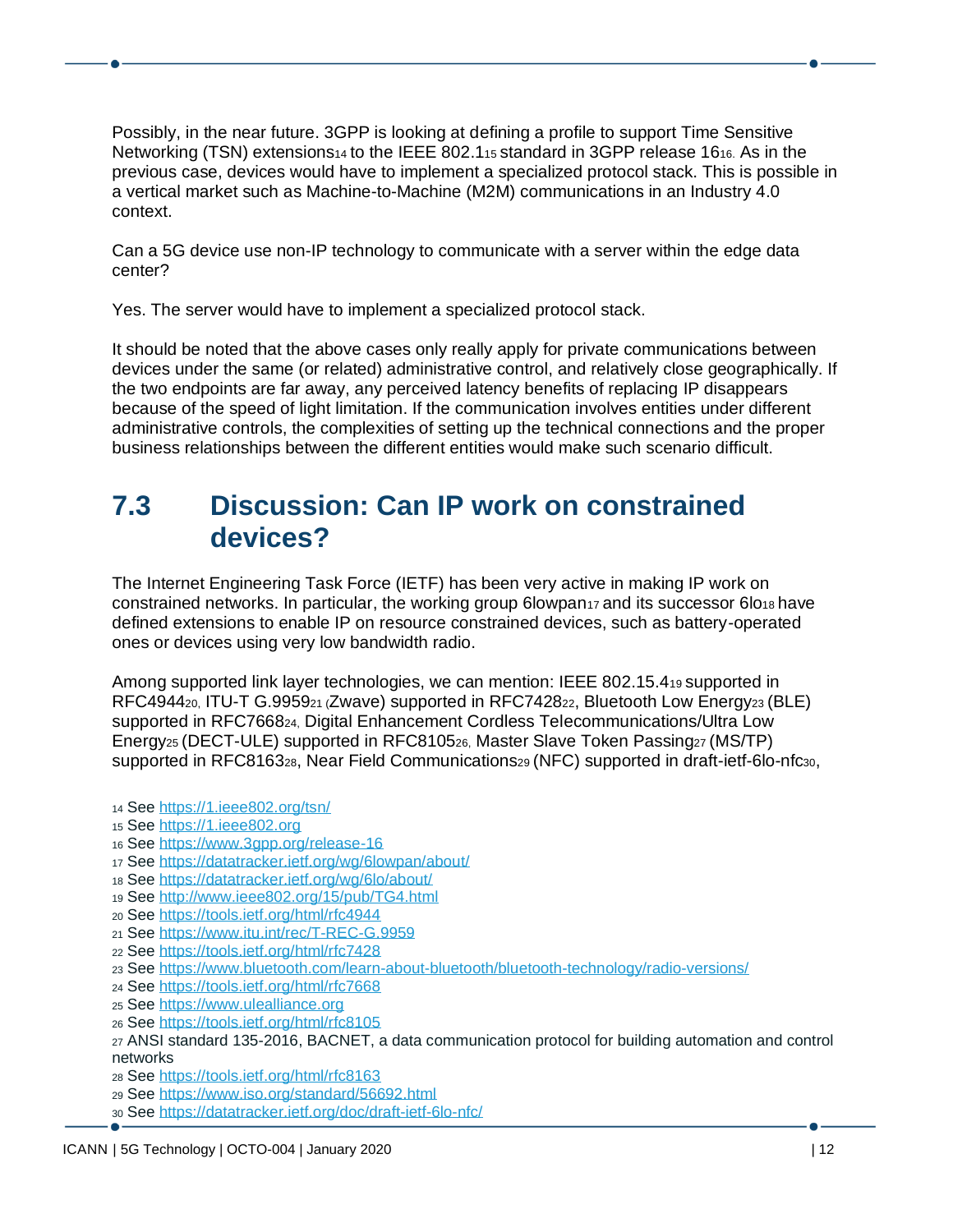Possibly, in the near future. 3GPP is looking at defining a profile to support Time Sensitive Networking (TSN) extensions[14] to the IEEE 802.1[15] standard in 3GPP release 16[16]. As in the previous case, devices would have to implement a specialized protocol stack. This is possible in a vertical market such as Machine-to-Machine (M2M) communications in an Industry 4.0 context.

Can a 5G device use non-IP technology to communicate with a server within the edge data center?

Yes. The server would have to implement a specialized protocol stack.

It should be noted that the above cases only really apply for private communications between devices under the same (or related) administrative control, and relatively close geographically. If the two endpoints are far away, any perceived latency benefits of replacing IP disappears because of the speed of light limitation. If the communication involves entities under different administrative controls, the complexities of setting up the technical connections and the proper business relationships between the different entities would make such scenario difficult.

## 7.3 Discussion: Can IP work on constrained devices?

The Internet Engineering Task Force (IETF) has been very active in making IP work on constrained networks. In particular, the working group 6lowpan[17] and its successor 6lo[18] have defined extensions to enable IP on resource constrained devices, such as battery-operated ones or devices using very low bandwidth radio.

Among supported link layer technologies, we can mention: IEEE 802.15.4[19] supported in RFC4944[20], ITU-T G.9959[21] (Zwave) supported in RFC7428[22], Bluetooth Low Energy[23] (BLE) supported in RFC7668[24], Digital Enhancement Cordless Telecommunications/Ultra Low Energy[25] (DECT-ULE) supported in RFC8105[26], Master Slave Token Passing[27] (MS/TP) supported in RFC8163[28], Near Field Communications[29] (NFC) supported in draft-ietf-6lo-nfc[30],

14 See https://1.ieee802.org/tsn/
15 See https://1.ieee802.org
16 See https://www.3gpp.org/release-16
17 See https://datatracker.ietf.org/wg/6lowpan/about/
18 See https://datatracker.ietf.org/wg/6lo/about/
19 See http://www.ieee802.org/15/pub/TG4.html
20 See https://tools.ietf.org/html/rfc4944
21 See https://www.itu.int/rec/T-REC-G.9959
22 See https://tools.ietf.org/html/rfc7428
23 See https://www.bluetooth.com/learn-about-bluetooth/bluetooth-technology/radio-versions/
24 See https://tools.ietf.org/html/rfc7668
25 See https://www.ulealliance.org
26 See https://tools.ietf.org/html/rfc8105
27 ANSI standard 135-2016, BACNET, a data communication protocol for building automation and control networks
28 See https://tools.ietf.org/html/rfc8163
29 See https://www.iso.org/standard/56692.html
30 See https://datatracker.ietf.org/doc/draft-ietf-6lo-nfc/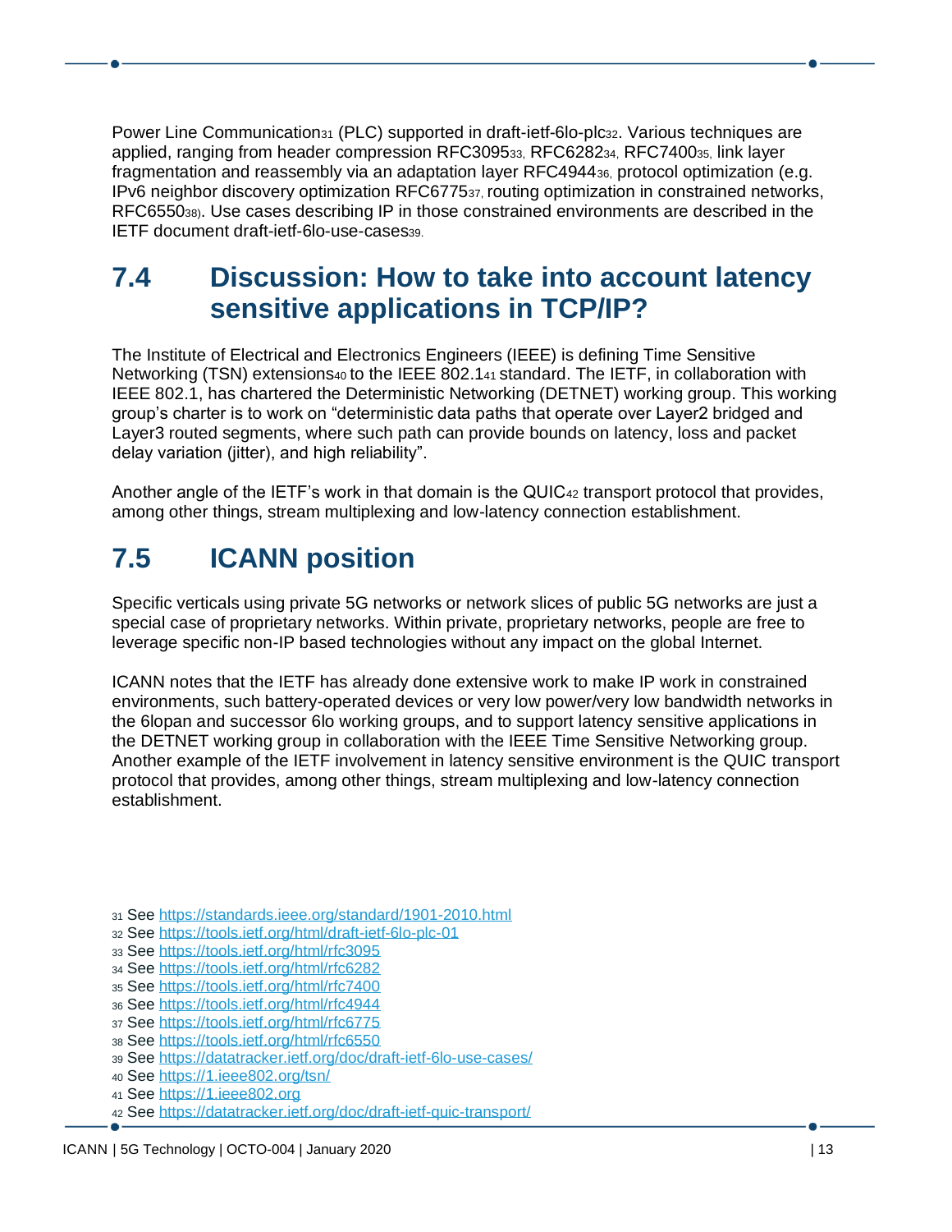Power Line Communication[31] (PLC) supported in draft-ietf-6lo-plc[32]. Various techniques are applied, ranging from header compression RFC3095[33], RFC6282[34], RFC7400[35], link layer fragmentation and reassembly via an adaptation layer RFC4944[36], protocol optimization (e.g. IPv6 neighbor discovery optimization RFC6775[37], routing optimization in constrained networks, RFC6550[38]). Use cases describing IP in those constrained environments are described in the IETF document draft-ietf-6lo-use-cases[39].

## 7.4 Discussion: How to take into account latency sensitive applications in TCP/IP?

The Institute of Electrical and Electronics Engineers (IEEE) is defining Time Sensitive Networking (TSN) extensions[40] to the IEEE 802.1[41] standard. The IETF, in collaboration with IEEE 802.1, has chartered the Deterministic Networking (DETNET) working group. This working group's charter is to work on "deterministic data paths that operate over Layer2 bridged and Layer3 routed segments, where such path can provide bounds on latency, loss and packet delay variation (jitter), and high reliability".

Another angle of the IETF's work in that domain is the QUIC[42] transport protocol that provides, among other things, stream multiplexing and low-latency connection establishment.

## 7.5 ICANN position

Specific verticals using private 5G networks or network slices of public 5G networks are just a special case of proprietary networks. Within private, proprietary networks, people are free to leverage specific non-IP based technologies without any impact on the global Internet.

ICANN notes that the IETF has already done extensive work to make IP work in constrained environments, such battery-operated devices or very low power/very low bandwidth networks in the 6lopan and successor 6lo working groups, and to support latency sensitive applications in the DETNET working group in collaboration with the IEEE Time Sensitive Networking group. Another example of the IETF involvement in latency sensitive environment is the QUIC transport protocol that provides, among other things, stream multiplexing and low-latency connection establishment.

---

31 See https://standards.ieee.org/standard/1901-2010.html
32 See https://tools.ietf.org/html/draft-ietf-6lo-plc-01
33 See https://tools.ietf.org/html/rfc3095
34 See https://tools.ietf.org/html/rfc6282
35 See https://tools.ietf.org/html/rfc7400
36 See https://tools.ietf.org/html/rfc4944
37 See https://tools.ietf.org/html/rfc6775
38 See https://tools.ietf.org/html/rfc6550
39 See https://datatracker.ietf.org/doc/draft-ietf-6lo-use-cases/
40 See https://1.ieee802.org/tsn/
41 See https://1.ieee802.org
42 See https://datatracker.ietf.org/doc/draft-ietf-quic-transport/